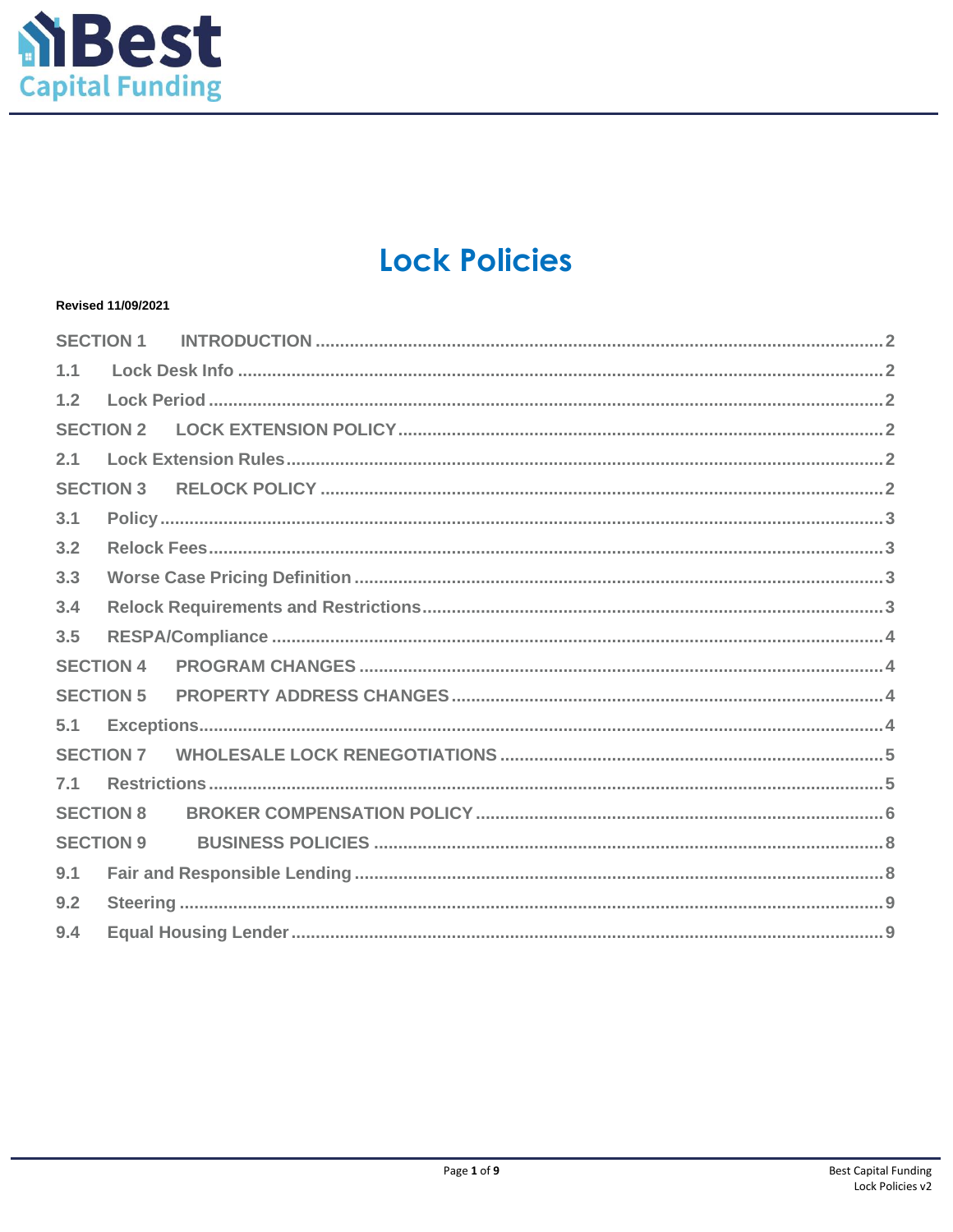Best Capital Funding

# Lock Policies

**Revised 11/09/2021**

SECTION 1 INTRODUCTION .....2
1.1 Lock Desk Info .....2
1.2 Lock Period .....2
SECTION 2 LOCK EXTENSION POLICY .....2
2.1 Lock Extension Rules .....2
SECTION 3 RELOCK POLICY .....2
3.1 Policy .....3
3.2 Relock Fees .....3
3.3 Worse Case Pricing Definition .....3
3.4 Relock Requirements and Restrictions .....3
3.5 RESPA/Compliance .....4
SECTION 4 PROGRAM CHANGES .....4
SECTION 5 PROPERTY ADDRESS CHANGES .....4
5.1 Exceptions .....4
SECTION 7 WHOLESALE LOCK RENEGOTIATIONS .....5
7.1 Restrictions .....5
SECTION 8 BROKER COMPENSATION POLICY .....6
SECTION 9 BUSINESS POLICIES .....8
9.1 Fair and Responsible Lending .....8
9.2 Steering .....9
9.4 Equal Housing Lender .....9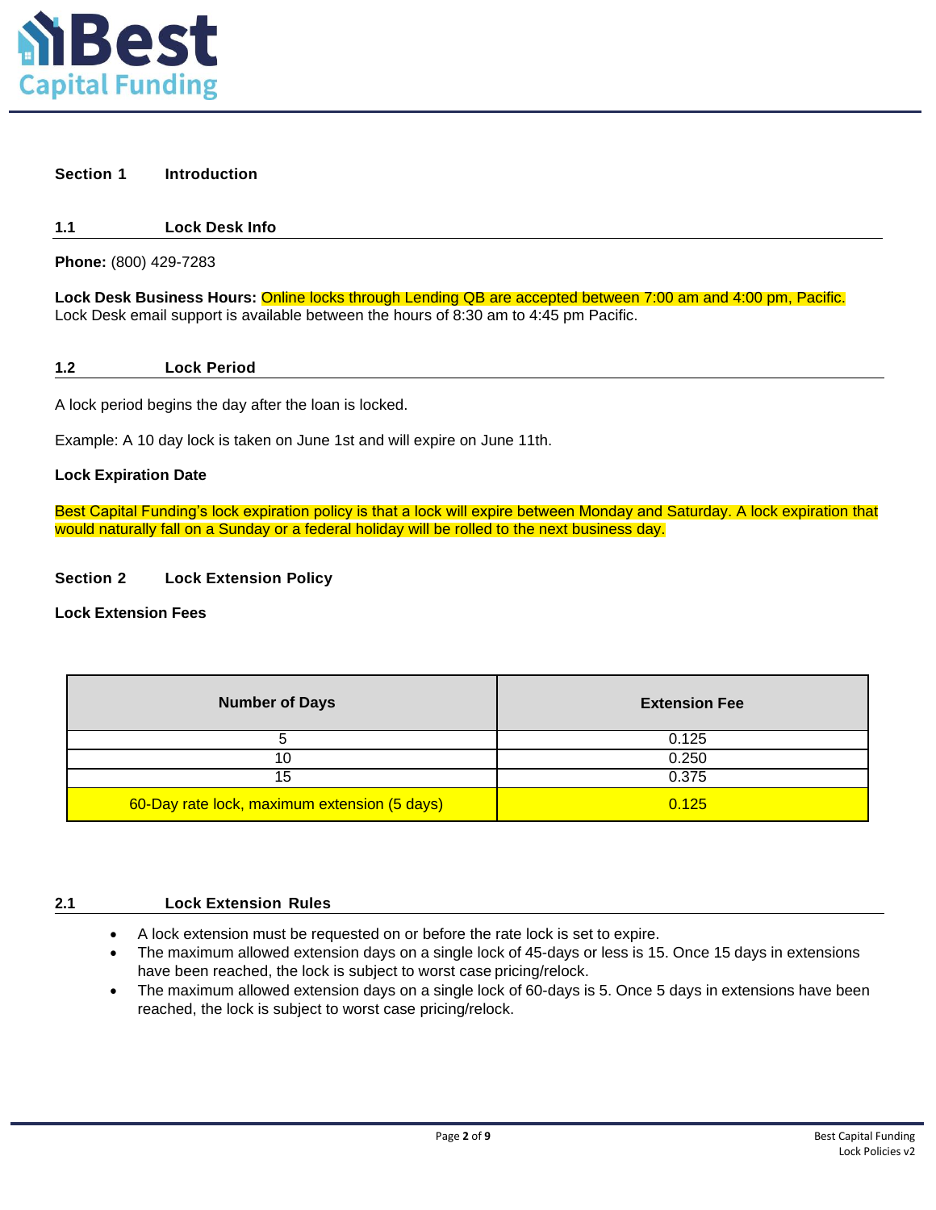## Section 1 Introduction

### 1.1 Lock Desk Info

**Phone:** (800) 429-7283

**Lock Desk Business Hours:** Online locks through Lending QB are accepted between 7:00 am and 4:00 pm, Pacific. Lock Desk email support is available between the hours of 8:30 am to 4:45 pm Pacific.

### 1.2 Lock Period

A lock period begins the day after the loan is locked.

Example: A 10 day lock is taken on June 1st and will expire on June 11th.

**Lock Expiration Date**

Best Capital Funding's lock expiration policy is that a lock will expire between Monday and Saturday. A lock expiration that would naturally fall on a Sunday or a federal holiday will be rolled to the next business day.

## Section 2 Lock Extension Policy

**Lock Extension Fees**

| Number of Days | Extension Fee |
|---|---|
| 5 | 0.125 |
| 10 | 0.250 |
| 15 | 0.375 |
| 60-Day rate lock, maximum extension (5 days) | 0.125 |

### 2.1 Lock Extension Rules

- A lock extension must be requested on or before the rate lock is set to expire.
- The maximum allowed extension days on a single lock of 45-days or less is 15. Once 15 days in extensions have been reached, the lock is subject to worst case pricing/relock.
- The maximum allowed extension days on a single lock of 60-days is 5. Once 5 days in extensions have been reached, the lock is subject to worst case pricing/relock.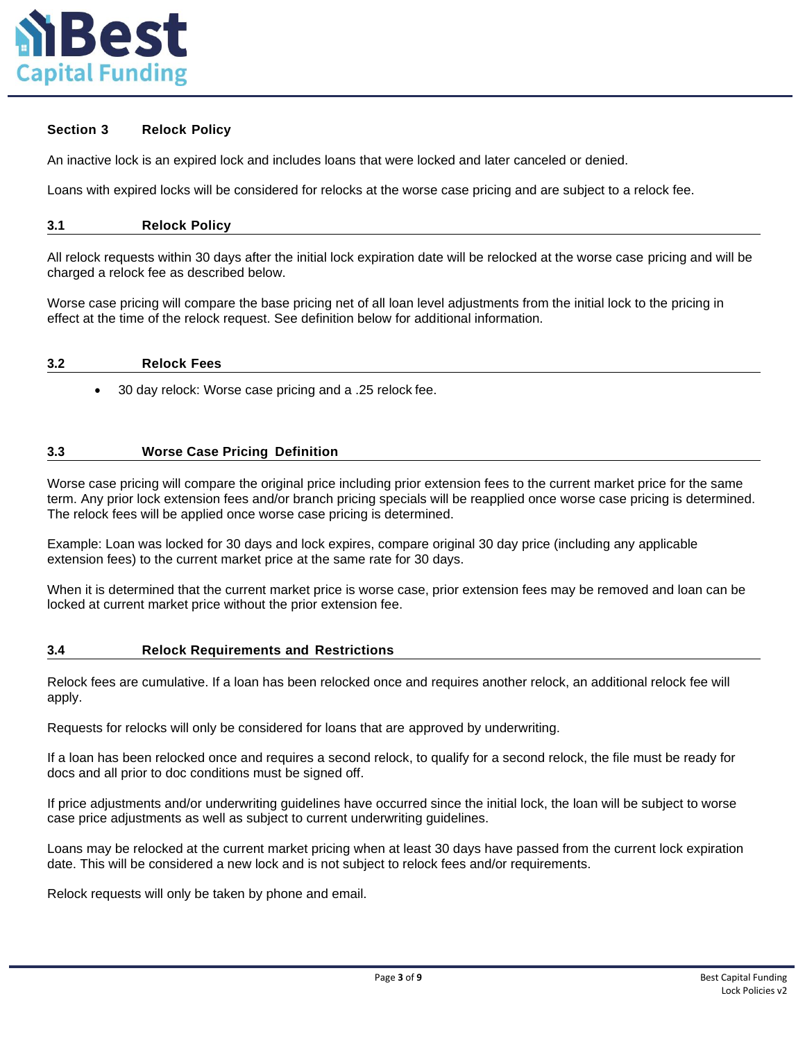## Section 3 Relock Policy

An inactive lock is an expired lock and includes loans that were locked and later canceled or denied.

Loans with expired locks will be considered for relocks at the worse case pricing and are subject to a relock fee.

### 3.1 Relock Policy

All relock requests within 30 days after the initial lock expiration date will be relocked at the worse case pricing and will be charged a relock fee as described below.

Worse case pricing will compare the base pricing net of all loan level adjustments from the initial lock to the pricing in effect at the time of the relock request. See definition below for additional information.

### 3.2 Relock Fees

- 30 day relock: Worse case pricing and a .25 relock fee.

### 3.3 Worse Case Pricing Definition

Worse case pricing will compare the original price including prior extension fees to the current market price for the same term. Any prior lock extension fees and/or branch pricing specials will be reapplied once worse case pricing is determined. The relock fees will be applied once worse case pricing is determined.

Example: Loan was locked for 30 days and lock expires, compare original 30 day price (including any applicable extension fees) to the current market price at the same rate for 30 days.

When it is determined that the current market price is worse case, prior extension fees may be removed and loan can be locked at current market price without the prior extension fee.

### 3.4 Relock Requirements and Restrictions

Relock fees are cumulative. If a loan has been relocked once and requires another relock, an additional relock fee will apply.

Requests for relocks will only be considered for loans that are approved by underwriting.

If a loan has been relocked once and requires a second relock, to qualify for a second relock, the file must be ready for docs and all prior to doc conditions must be signed off.

If price adjustments and/or underwriting guidelines have occurred since the initial lock, the loan will be subject to worse case price adjustments as well as subject to current underwriting guidelines.

Loans may be relocked at the current market pricing when at least 30 days have passed from the current lock expiration date. This will be considered a new lock and is not subject to relock fees and/or requirements.

Relock requests will only be taken by phone and email.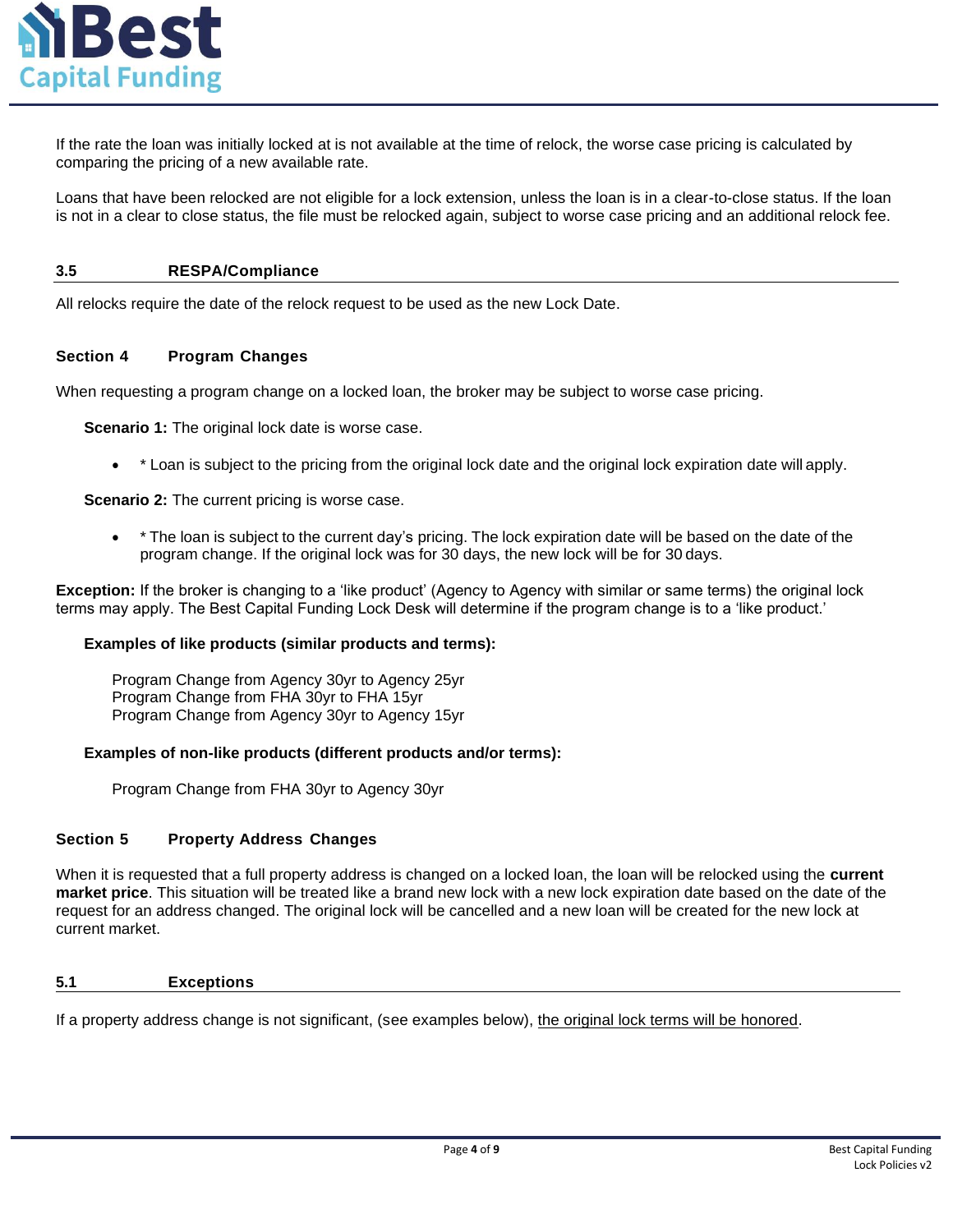If the rate the loan was initially locked at is not available at the time of relock, the worse case pricing is calculated by comparing the pricing of a new available rate.

Loans that have been relocked are not eligible for a lock extension, unless the loan is in a clear-to-close status. If the loan is not in a clear to close status, the file must be relocked again, subject to worse case pricing and an additional relock fee.

### 3.5 RESPA/Compliance

All relocks require the date of the relock request to be used as the new Lock Date.

## Section 4 Program Changes

When requesting a program change on a locked loan, the broker may be subject to worse case pricing.

**Scenario 1:** The original lock date is worse case.

- * Loan is subject to the pricing from the original lock date and the original lock expiration date will apply.

**Scenario 2:** The current pricing is worse case.

- * The loan is subject to the current day's pricing. The lock expiration date will be based on the date of the program change. If the original lock was for 30 days, the new lock will be for 30 days.

**Exception:** If the broker is changing to a 'like product' (Agency to Agency with similar or same terms) the original lock terms may apply. The Best Capital Funding Lock Desk will determine if the program change is to a 'like product.'

**Examples of like products (similar products and terms):**

Program Change from Agency 30yr to Agency 25yr
Program Change from FHA 30yr to FHA 15yr
Program Change from Agency 30yr to Agency 15yr

**Examples of non-like products (different products and/or terms):**

Program Change from FHA 30yr to Agency 30yr

## Section 5 Property Address Changes

When it is requested that a full property address is changed on a locked loan, the loan will be relocked using the **current market price**. This situation will be treated like a brand new lock with a new lock expiration date based on the date of the request for an address changed. The original lock will be cancelled and a new loan will be created for the new lock at current market.

### 5.1 Exceptions

If a property address change is not significant, (see examples below), <u>the original lock terms will be honored</u>.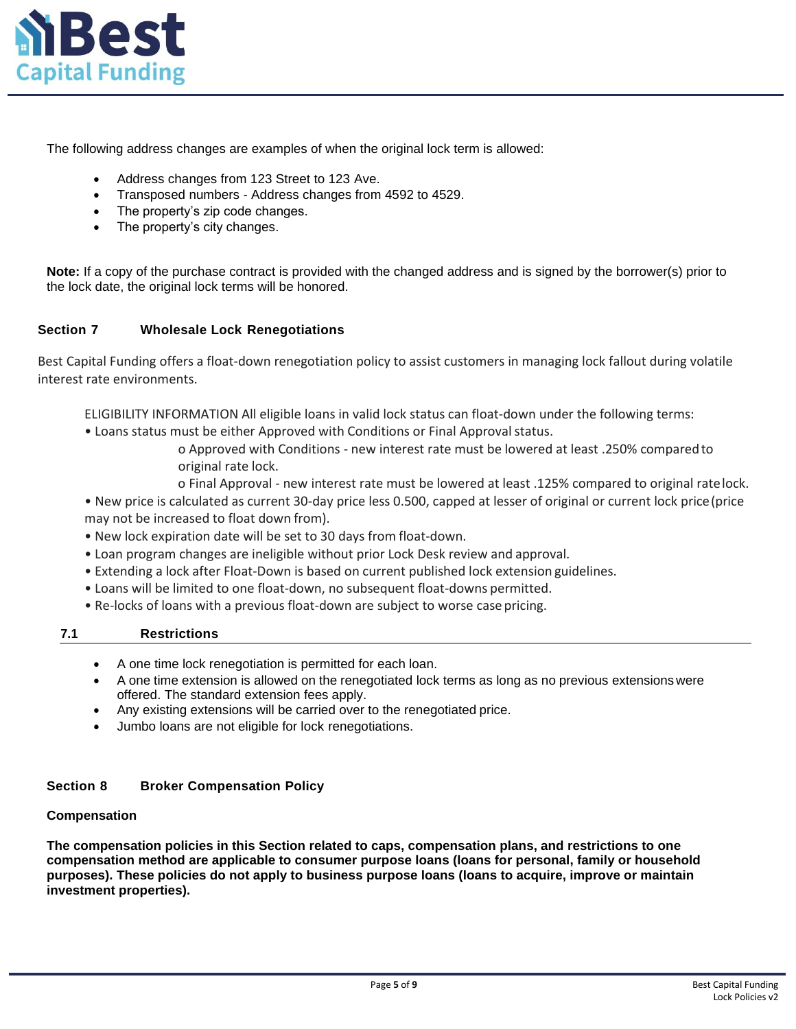The following address changes are examples of when the original lock term is allowed:

- Address changes from 123 Street to 123 Ave.
- Transposed numbers - Address changes from 4592 to 4529.
- The property's zip code changes.
- The property's city changes.

**Note:** If a copy of the purchase contract is provided with the changed address and is signed by the borrower(s) prior to the lock date, the original lock terms will be honored.

## Section 7 Wholesale Lock Renegotiations

Best Capital Funding offers a float-down renegotiation policy to assist customers in managing lock fallout during volatile interest rate environments.

ELIGIBILITY INFORMATION All eligible loans in valid lock status can float-down under the following terms:

- Loans status must be either Approved with Conditions or Final Approval status.
  - Approved with Conditions - new interest rate must be lowered at least .250% compared to original rate lock.
  - Final Approval - new interest rate must be lowered at least .125% compared to original rate lock.
- New price is calculated as current 30-day price less 0.500, capped at lesser of original or current lock price (price may not be increased to float down from).
- New lock expiration date will be set to 30 days from float-down.
- Loan program changes are ineligible without prior Lock Desk review and approval.
- Extending a lock after Float-Down is based on current published lock extension guidelines.
- Loans will be limited to one float-down, no subsequent float-downs permitted.
- Re-locks of loans with a previous float-down are subject to worse case pricing.

### 7.1 Restrictions

- A one time lock renegotiation is permitted for each loan.
- A one time extension is allowed on the renegotiated lock terms as long as no previous extensions were offered. The standard extension fees apply.
- Any existing extensions will be carried over to the renegotiated price.
- Jumbo loans are not eligible for lock renegotiations.

## Section 8 Broker Compensation Policy

### Compensation

**The compensation policies in this Section related to caps, compensation plans, and restrictions to one compensation method are applicable to consumer purpose loans (loans for personal, family or household purposes). These policies do not apply to business purpose loans (loans to acquire, improve or maintain investment properties).**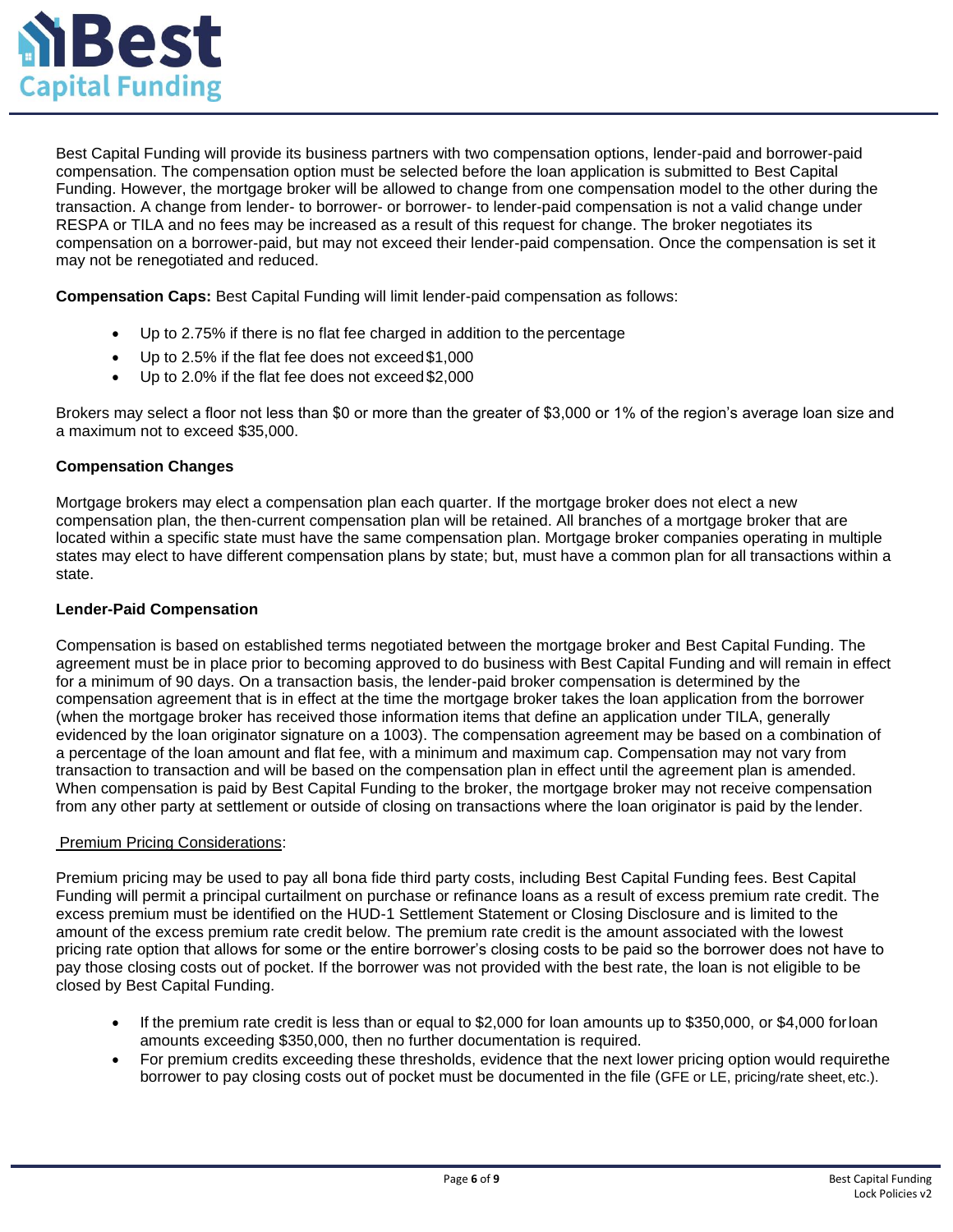Best Capital Funding will provide its business partners with two compensation options, lender-paid and borrower-paid compensation. The compensation option must be selected before the loan application is submitted to Best Capital Funding. However, the mortgage broker will be allowed to change from one compensation model to the other during the transaction. A change from lender- to borrower- or borrower- to lender-paid compensation is not a valid change under RESPA or TILA and no fees may be increased as a result of this request for change. The broker negotiates its compensation on a borrower-paid, but may not exceed their lender-paid compensation. Once the compensation is set it may not be renegotiated and reduced.

**Compensation Caps:** Best Capital Funding will limit lender-paid compensation as follows:

- Up to 2.75% if there is no flat fee charged in addition to the percentage
- Up to 2.5% if the flat fee does not exceed $1,000
- Up to 2.0% if the flat fee does not exceed $2,000

Brokers may select a floor not less than $0 or more than the greater of $3,000 or 1% of the region's average loan size and a maximum not to exceed $35,000.

**Compensation Changes**

Mortgage brokers may elect a compensation plan each quarter. If the mortgage broker does not elect a new compensation plan, the then-current compensation plan will be retained. All branches of a mortgage broker that are located within a specific state must have the same compensation plan. Mortgage broker companies operating in multiple states may elect to have different compensation plans by state; but, must have a common plan for all transactions within a state.

**Lender-Paid Compensation**

Compensation is based on established terms negotiated between the mortgage broker and Best Capital Funding. The agreement must be in place prior to becoming approved to do business with Best Capital Funding and will remain in effect for a minimum of 90 days. On a transaction basis, the lender-paid broker compensation is determined by the compensation agreement that is in effect at the time the mortgage broker takes the loan application from the borrower (when the mortgage broker has received those information items that define an application under TILA, generally evidenced by the loan originator signature on a 1003). The compensation agreement may be based on a combination of a percentage of the loan amount and flat fee, with a minimum and maximum cap. Compensation may not vary from transaction to transaction and will be based on the compensation plan in effect until the agreement plan is amended. When compensation is paid by Best Capital Funding to the broker, the mortgage broker may not receive compensation from any other party at settlement or outside of closing on transactions where the loan originator is paid by the lender.

<u>Premium Pricing Considerations</u>:

Premium pricing may be used to pay all bona fide third party costs, including Best Capital Funding fees. Best Capital Funding will permit a principal curtailment on purchase or refinance loans as a result of excess premium rate credit. The excess premium must be identified on the HUD-1 Settlement Statement or Closing Disclosure and is limited to the amount of the excess premium rate credit below. The premium rate credit is the amount associated with the lowest pricing rate option that allows for some or the entire borrower's closing costs to be paid so the borrower does not have to pay those closing costs out of pocket. If the borrower was not provided with the best rate, the loan is not eligible to be closed by Best Capital Funding.

- If the premium rate credit is less than or equal to $2,000 for loan amounts up to $350,000, or $4,000 for loan amounts exceeding $350,000, then no further documentation is required.
- For premium credits exceeding these thresholds, evidence that the next lower pricing option would require the borrower to pay closing costs out of pocket must be documented in the file (GFE or LE, pricing/rate sheet, etc.).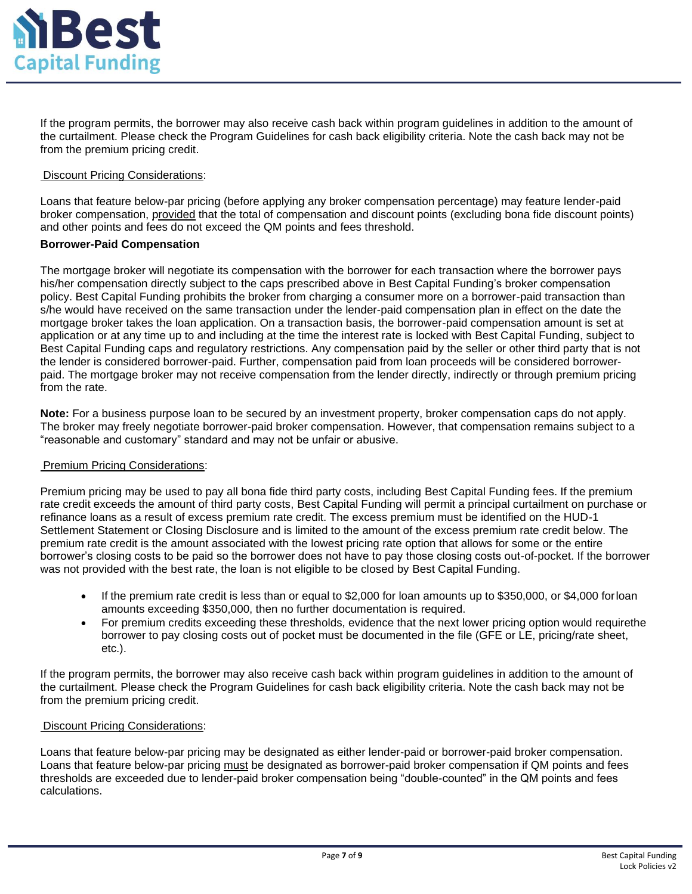If the program permits, the borrower may also receive cash back within program guidelines in addition to the amount of the curtailment. Please check the Program Guidelines for cash back eligibility criteria. Note the cash back may not be from the premium pricing credit.

Discount Pricing Considerations:

Loans that feature below-par pricing (before applying any broker compensation percentage) may feature lender-paid broker compensation, provided that the total of compensation and discount points (excluding bona fide discount points) and other points and fees do not exceed the QM points and fees threshold.

**Borrower-Paid Compensation**

The mortgage broker will negotiate its compensation with the borrower for each transaction where the borrower pays his/her compensation directly subject to the caps prescribed above in Best Capital Funding's broker compensation policy. Best Capital Funding prohibits the broker from charging a consumer more on a borrower-paid transaction than s/he would have received on the same transaction under the lender-paid compensation plan in effect on the date the mortgage broker takes the loan application. On a transaction basis, the borrower-paid compensation amount is set at application or at any time up to and including at the time the interest rate is locked with Best Capital Funding, subject to Best Capital Funding caps and regulatory restrictions. Any compensation paid by the seller or other third party that is not the lender is considered borrower-paid. Further, compensation paid from loan proceeds will be considered borrower-paid. The mortgage broker may not receive compensation from the lender directly, indirectly or through premium pricing from the rate.

**Note:** For a business purpose loan to be secured by an investment property, broker compensation caps do not apply. The broker may freely negotiate borrower-paid broker compensation. However, that compensation remains subject to a "reasonable and customary" standard and may not be unfair or abusive.

Premium Pricing Considerations:

Premium pricing may be used to pay all bona fide third party costs, including Best Capital Funding fees. If the premium rate credit exceeds the amount of third party costs, Best Capital Funding will permit a principal curtailment on purchase or refinance loans as a result of excess premium rate credit. The excess premium must be identified on the HUD-1 Settlement Statement or Closing Disclosure and is limited to the amount of the excess premium rate credit below. The premium rate credit is the amount associated with the lowest pricing rate option that allows for some or the entire borrower's closing costs to be paid so the borrower does not have to pay those closing costs out-of-pocket. If the borrower was not provided with the best rate, the loan is not eligible to be closed by Best Capital Funding.

- If the premium rate credit is less than or equal to $2,000 for loan amounts up to $350,000, or $4,000 for loan amounts exceeding $350,000, then no further documentation is required.
- For premium credits exceeding these thresholds, evidence that the next lower pricing option would require the borrower to pay closing costs out of pocket must be documented in the file (GFE or LE, pricing/rate sheet, etc.).

If the program permits, the borrower may also receive cash back within program guidelines in addition to the amount of the curtailment. Please check the Program Guidelines for cash back eligibility criteria. Note the cash back may not be from the premium pricing credit.

Discount Pricing Considerations:

Loans that feature below-par pricing may be designated as either lender-paid or borrower-paid broker compensation. Loans that feature below-par pricing must be designated as borrower-paid broker compensation if QM points and fees thresholds are exceeded due to lender-paid broker compensation being "double-counted" in the QM points and fees calculations.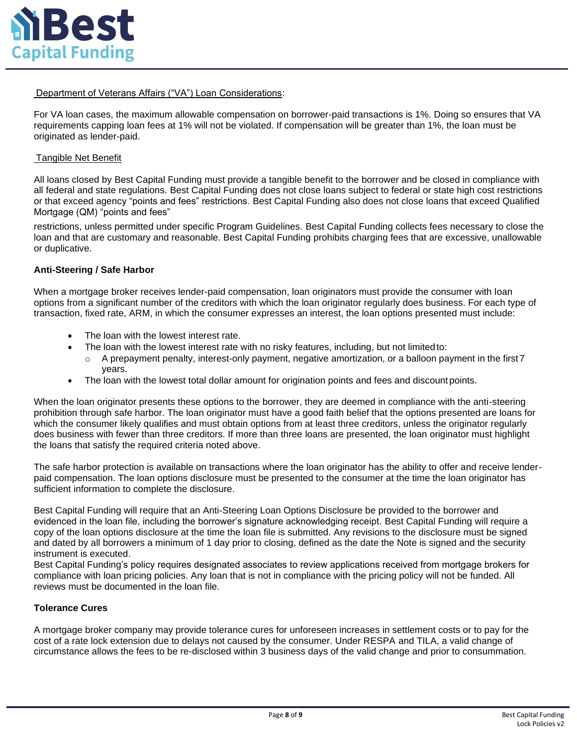Department of Veterans Affairs ("VA") Loan Considerations:

For VA loan cases, the maximum allowable compensation on borrower-paid transactions is 1%. Doing so ensures that VA requirements capping loan fees at 1% will not be violated. If compensation will be greater than 1%, the loan must be originated as lender-paid.

Tangible Net Benefit

All loans closed by Best Capital Funding must provide a tangible benefit to the borrower and be closed in compliance with all federal and state regulations. Best Capital Funding does not close loans subject to federal or state high cost restrictions or that exceed agency "points and fees" restrictions. Best Capital Funding also does not close loans that exceed Qualified Mortgage (QM) "points and fees"

restrictions, unless permitted under specific Program Guidelines. Best Capital Funding collects fees necessary to close the loan and that are customary and reasonable. Best Capital Funding prohibits charging fees that are excessive, unallowable or duplicative.

**Anti-Steering / Safe Harbor**

When a mortgage broker receives lender-paid compensation, loan originators must provide the consumer with loan options from a significant number of the creditors with which the loan originator regularly does business. For each type of transaction, fixed rate, ARM, in which the consumer expresses an interest, the loan options presented must include:

- The loan with the lowest interest rate.
- The loan with the lowest interest rate with no risky features, including, but not limited to:
  - A prepayment penalty, interest-only payment, negative amortization, or a balloon payment in the first 7 years.
- The loan with the lowest total dollar amount for origination points and fees and discount points.

When the loan originator presents these options to the borrower, they are deemed in compliance with the anti-steering prohibition through safe harbor. The loan originator must have a good faith belief that the options presented are loans for which the consumer likely qualifies and must obtain options from at least three creditors, unless the originator regularly does business with fewer than three creditors. If more than three loans are presented, the loan originator must highlight the loans that satisfy the required criteria noted above.

The safe harbor protection is available on transactions where the loan originator has the ability to offer and receive lender-paid compensation. The loan options disclosure must be presented to the consumer at the time the loan originator has sufficient information to complete the disclosure.

Best Capital Funding will require that an Anti-Steering Loan Options Disclosure be provided to the borrower and evidenced in the loan file, including the borrower's signature acknowledging receipt. Best Capital Funding will require a copy of the loan options disclosure at the time the loan file is submitted. Any revisions to the disclosure must be signed and dated by all borrowers a minimum of 1 day prior to closing, defined as the date the Note is signed and the security instrument is executed.
Best Capital Funding's policy requires designated associates to review applications received from mortgage brokers for compliance with loan pricing policies. Any loan that is not in compliance with the pricing policy will not be funded. All reviews must be documented in the loan file.

**Tolerance Cures**

A mortgage broker company may provide tolerance cures for unforeseen increases in settlement costs or to pay for the cost of a rate lock extension due to delays not caused by the consumer. Under RESPA and TILA, a valid change of circumstance allows the fees to be re-disclosed within 3 business days of the valid change and prior to consummation.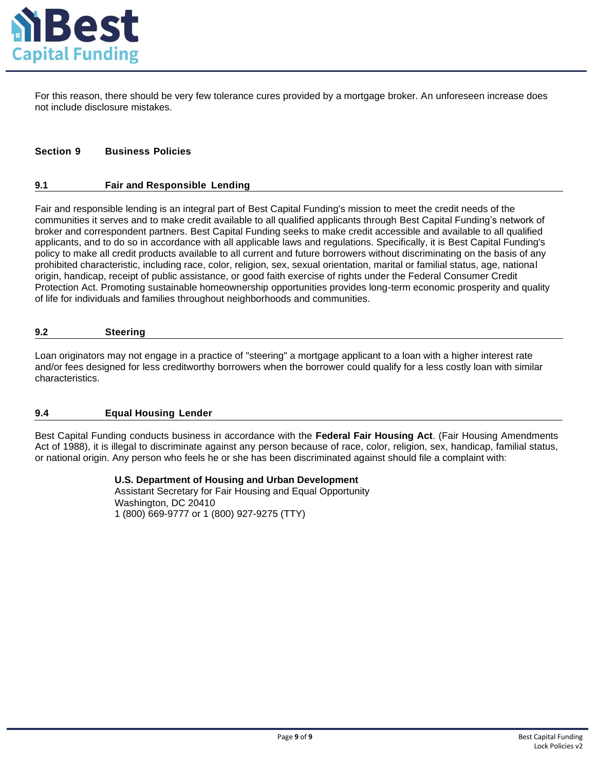For this reason, there should be very few tolerance cures provided by a mortgage broker. An unforeseen increase does not include disclosure mistakes.

## Section 9 Business Policies

### 9.1 Fair and Responsible Lending

Fair and responsible lending is an integral part of Best Capital Funding's mission to meet the credit needs of the communities it serves and to make credit available to all qualified applicants through Best Capital Funding's network of broker and correspondent partners. Best Capital Funding seeks to make credit accessible and available to all qualified applicants, and to do so in accordance with all applicable laws and regulations. Specifically, it is Best Capital Funding's policy to make all credit products available to all current and future borrowers without discriminating on the basis of any prohibited characteristic, including race, color, religion, sex, sexual orientation, marital or familial status, age, national origin, handicap, receipt of public assistance, or good faith exercise of rights under the Federal Consumer Credit Protection Act. Promoting sustainable homeownership opportunities provides long-term economic prosperity and quality of life for individuals and families throughout neighborhoods and communities.

### 9.2 Steering

Loan originators may not engage in a practice of "steering" a mortgage applicant to a loan with a higher interest rate and/or fees designed for less creditworthy borrowers when the borrower could qualify for a less costly loan with similar characteristics.

### 9.4 Equal Housing Lender

Best Capital Funding conducts business in accordance with the **Federal Fair Housing Act**. (Fair Housing Amendments Act of 1988), it is illegal to discriminate against any person because of race, color, religion, sex, handicap, familial status, or national origin. Any person who feels he or she has been discriminated against should file a complaint with:

**U.S. Department of Housing and Urban Development**
Assistant Secretary for Fair Housing and Equal Opportunity
Washington, DC 20410
1 (800) 669-9777 or 1 (800) 927-9275 (TTY)